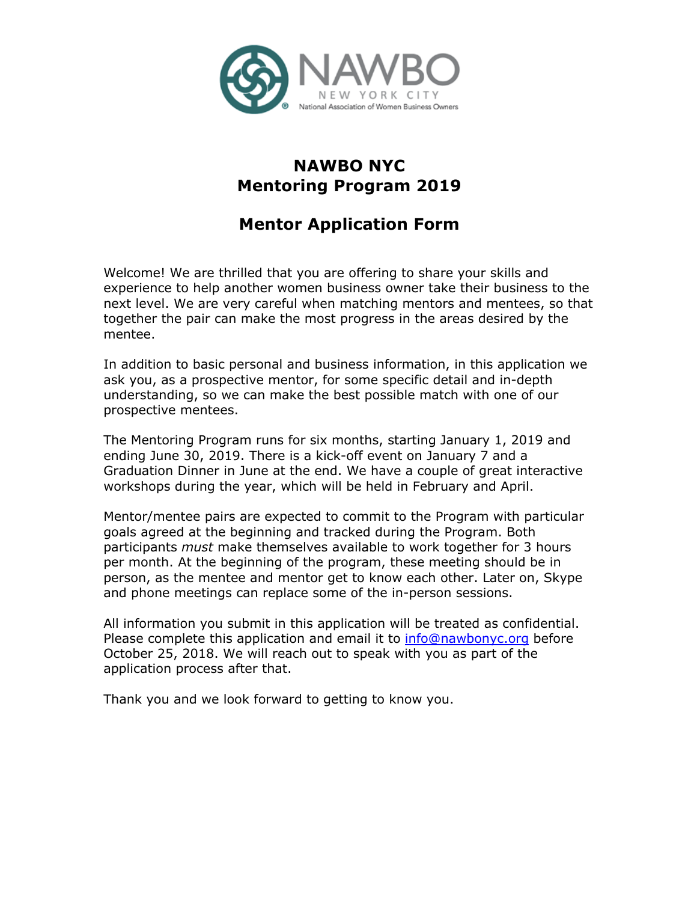NAWBO
NEW YORK CITY
National Association of Women Business Owners

# NAWBO NYC
# Mentoring Program 2019

## Mentor Application Form

Welcome! We are thrilled that you are offering to share your skills and experience to help another women business owner take their business to the next level. We are very careful when matching mentors and mentees, so that together the pair can make the most progress in the areas desired by the mentee.

In addition to basic personal and business information, in this application we ask you, as a prospective mentor, for some specific detail and in-depth understanding, so we can make the best possible match with one of our prospective mentees.

The Mentoring Program runs for six months, starting January 1, 2019 and ending June 30, 2019. There is a kick-off event on January 7 and a Graduation Dinner in June at the end. We have a couple of great interactive workshops during the year, which will be held in February and April.

Mentor/mentee pairs are expected to commit to the Program with particular goals agreed at the beginning and tracked during the Program. Both participants *must* make themselves available to work together for 3 hours per month. At the beginning of the program, these meeting should be in person, as the mentee and mentor get to know each other. Later on, Skype and phone meetings can replace some of the in-person sessions.

All information you submit in this application will be treated as confidential. Please complete this application and email it to info@nawbonyc.org before October 25, 2018. We will reach out to speak with you as part of the application process after that.

Thank you and we look forward to getting to know you.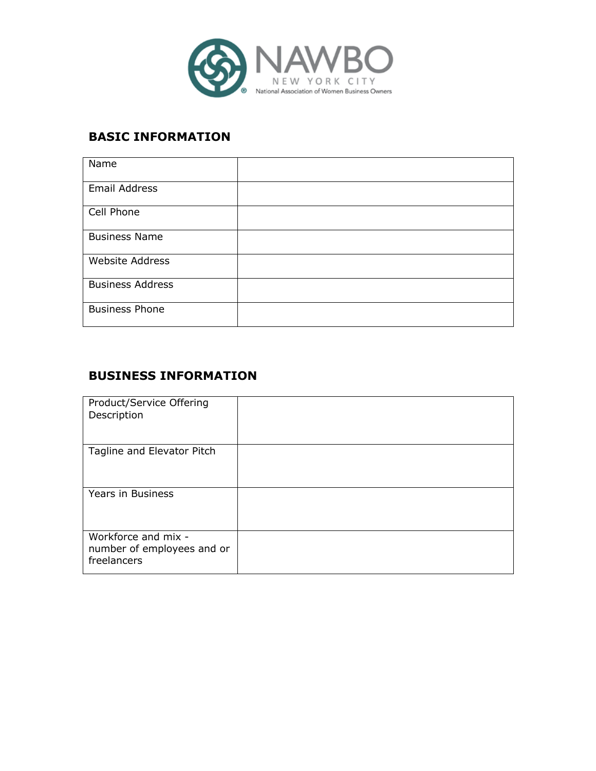NAWBO
NEW YORK CITY
National Association of Women Business Owners

## BASIC INFORMATION

| | |
|---|---|
| Name | |
| Email Address | |
| Cell Phone | |
| Business Name | |
| Website Address | |
| Business Address | |
| Business Phone | |

## BUSINESS INFORMATION

| | |
|---|---|
| Product/Service Offering Description | |
| Tagline and Elevator Pitch | |
| Years in Business | |
| Workforce and mix - number of employees and or freelancers | |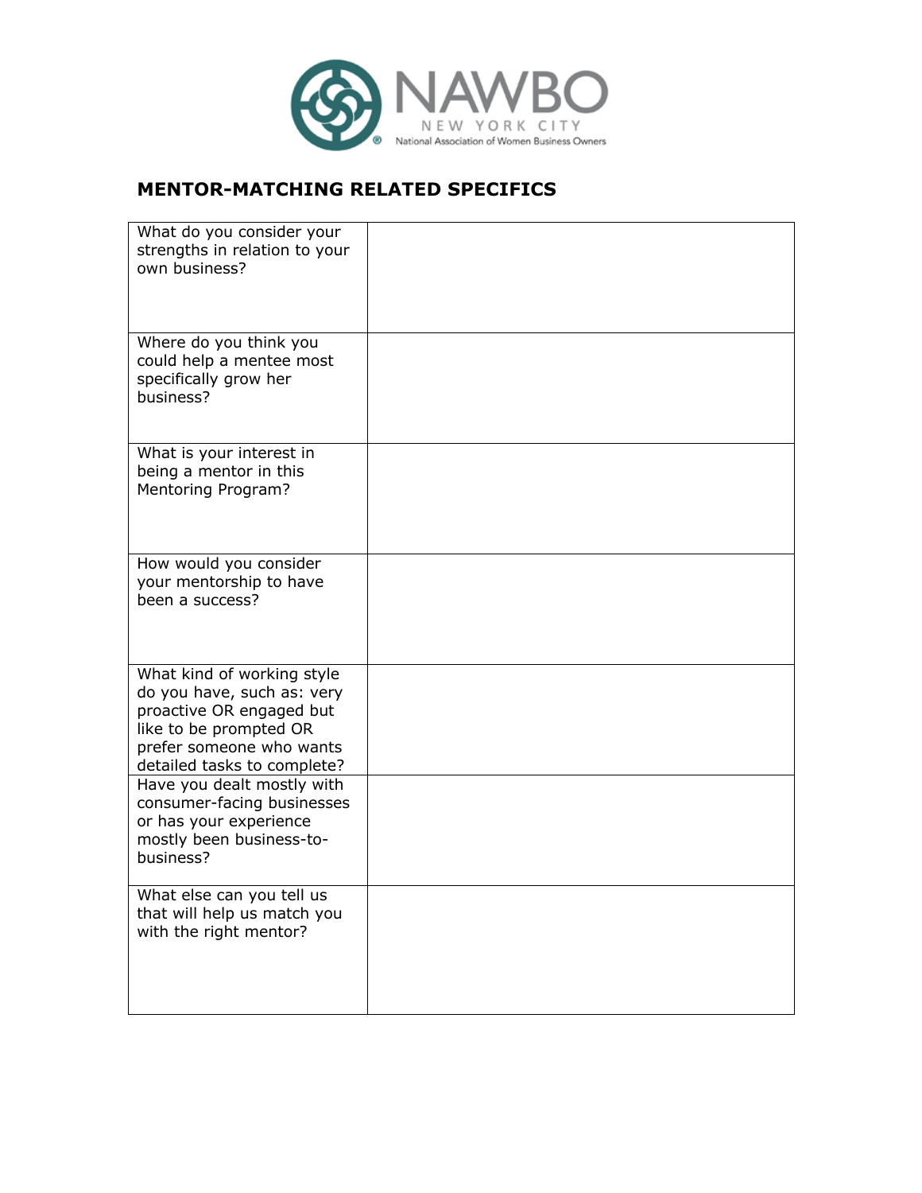NAWBO
NEW YORK CITY
National Association of Women Business Owners

## MENTOR-MATCHING RELATED SPECIFICS

| | |
|---|---|
| What do you consider your strengths in relation to your own business? | |
| Where do you think you could help a mentee most specifically grow her business? | |
| What is your interest in being a mentor in this Mentoring Program? | |
| How would you consider your mentorship to have been a success? | |
| What kind of working style do you have, such as: very proactive OR engaged but like to be prompted OR prefer someone who wants detailed tasks to complete? | |
| Have you dealt mostly with consumer-facing businesses or has your experience mostly been business-to-business? | |
| What else can you tell us that will help us match you with the right mentor? | |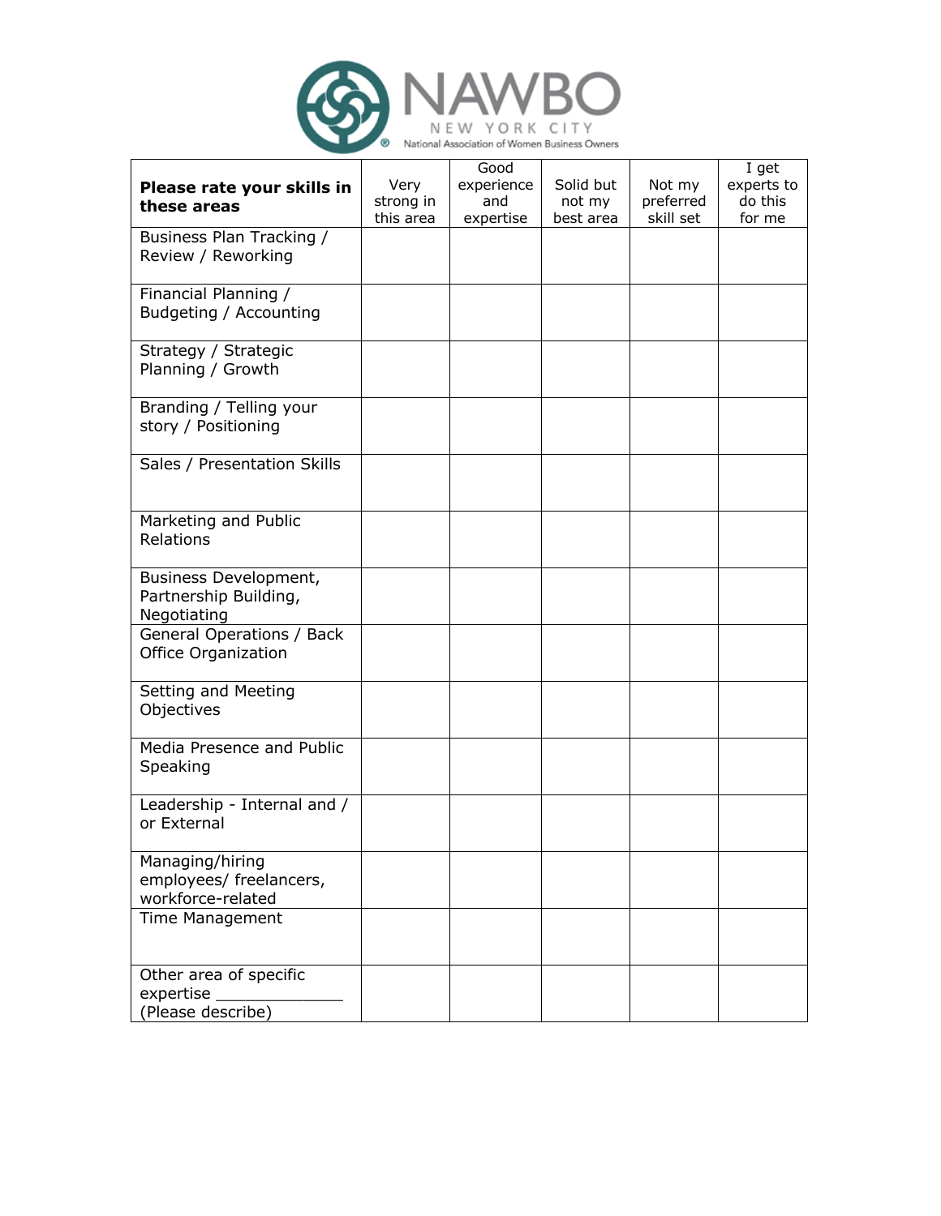NAWBO

NEW YORK CITY

National Association of Women Business Owners

| **Please rate your skills in these areas** | Very strong in this area | Good experience and expertise | Solid but not my best area | Not my preferred skill set | I get experts to do this for me |
|---|---|---|---|---|---|
| Business Plan Tracking / Review / Reworking | | | | | |
| Financial Planning / Budgeting / Accounting | | | | | |
| Strategy / Strategic Planning / Growth | | | | | |
| Branding / Telling your story / Positioning | | | | | |
| Sales / Presentation Skills | | | | | |
| Marketing and Public Relations | | | | | |
| Business Development, Partnership Building, Negotiating | | | | | |
| General Operations / Back Office Organization | | | | | |
| Setting and Meeting Objectives | | | | | |
| Media Presence and Public Speaking | | | | | |
| Leadership - Internal and / or External | | | | | |
| Managing/hiring employees/ freelancers, workforce-related | | | | | |
| Time Management | | | | | |
| Other area of specific expertise ______________ (Please describe) | | | | | |